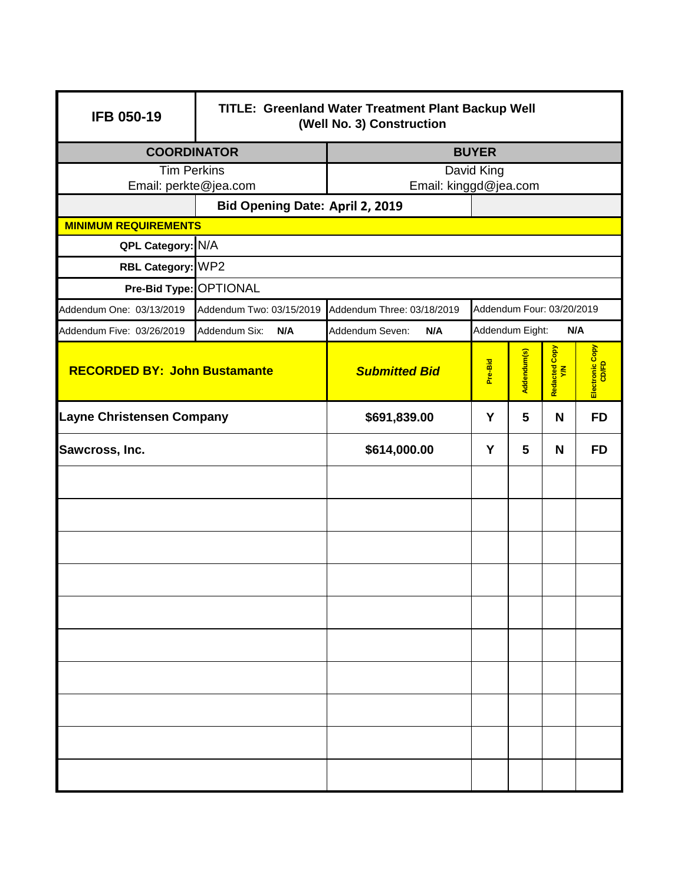| IFB 050-19 | TITLE: Greenland Water Treatment Plant Backup Well (Well No. 3) Construction | | | | | |
|---|---|---|---|---|---|---|
| **COORDINATOR** | | **BUYER** | | | | |
| Tim Perkins<br>Email: perkte@jea.com | | David King<br>Email: kinggd@jea.com | | | | |
| | **Bid Opening Date: April 2, 2019** | | | | | |
| **MINIMUM REQUIREMENTS** | | | | | | |
| **QPL Category:** | N/A | | | | | |
| **RBL Category:** | WP2 | | | | | |
| **Pre-Bid Type:** | OPTIONAL | | | | | |
| Addendum One: 03/13/2019 | Addendum Two: 03/15/2019 | Addendum Three: 03/18/2019 | Addendum Four: 03/20/2019 | | | |
| Addendum Five: 03/26/2019 | Addendum Six: **N/A** | Addendum Seven: **N/A** | Addendum Eight: **N/A** | | | |

| **RECORDED BY: John Bustamante** | ***Submitted Bid*** | **Pre-Bid** | **Addendum(s)** | **Redacted Copy Y/N** | **Electronic Copy CD/FD** |
|---|---|---|---|---|---|
| **Layne Christensen Company** | **$691,839.00** | **Y** | **5** | **N** | **FD** |
| **Sawcross, Inc.** | **$614,000.00** | **Y** | **5** | **N** | **FD** |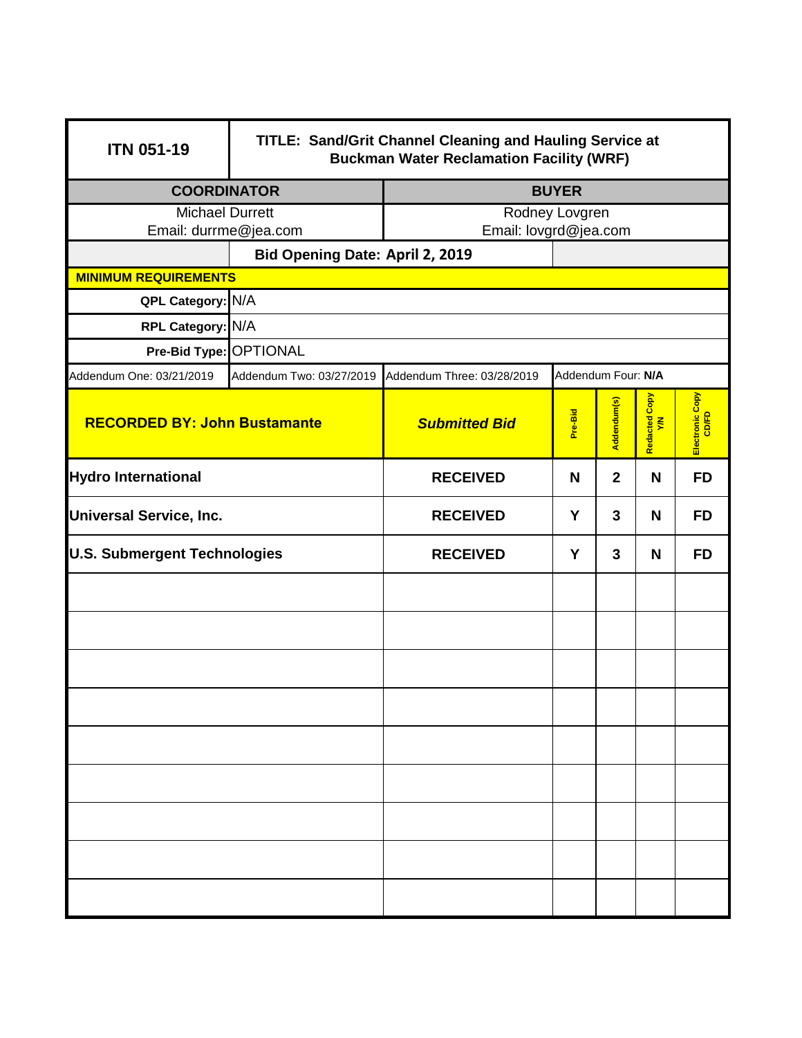| ITN 051-19 | TITLE: Sand/Grit Channel Cleaning and Hauling Service at Buckman Water Reclamation Facility (WRF) | | | | | |
|---|---|---|---|---|---|---|
| **COORDINATOR** | | **BUYER** | | | | |
| Michael Durrett<br>Email: durrme@jea.com | | Rodney Lovgren<br>Email: lovgrd@jea.com | | | | |
| | **Bid Opening Date: April 2, 2019** | | | | | |
| **MINIMUM REQUIREMENTS** | | | | | | |
| **QPL Category:** | N/A | | | | | |
| **RPL Category:** | N/A | | | | | |
| **Pre-Bid Type:** | OPTIONAL | | | | | |
| Addendum One: 03/21/2019 | Addendum Two: 03/27/2019 | Addendum Three: 03/28/2019 | Addendum Four: **N/A** | | | |
| **RECORDED BY: John Bustamante** | | ***Submitted Bid*** | **Pre-Bid** | **Addendum(s)** | **Redacted Copy Y/N** | **Electronic Copy CD/FD** |
| **Hydro International** | | **RECEIVED** | **N** | **2** | **N** | **FD** |
| **Universal Service, Inc.** | | **RECEIVED** | **Y** | **3** | **N** | **FD** |
| **U.S. Submergent Technologies** | | **RECEIVED** | **Y** | **3** | **N** | **FD** |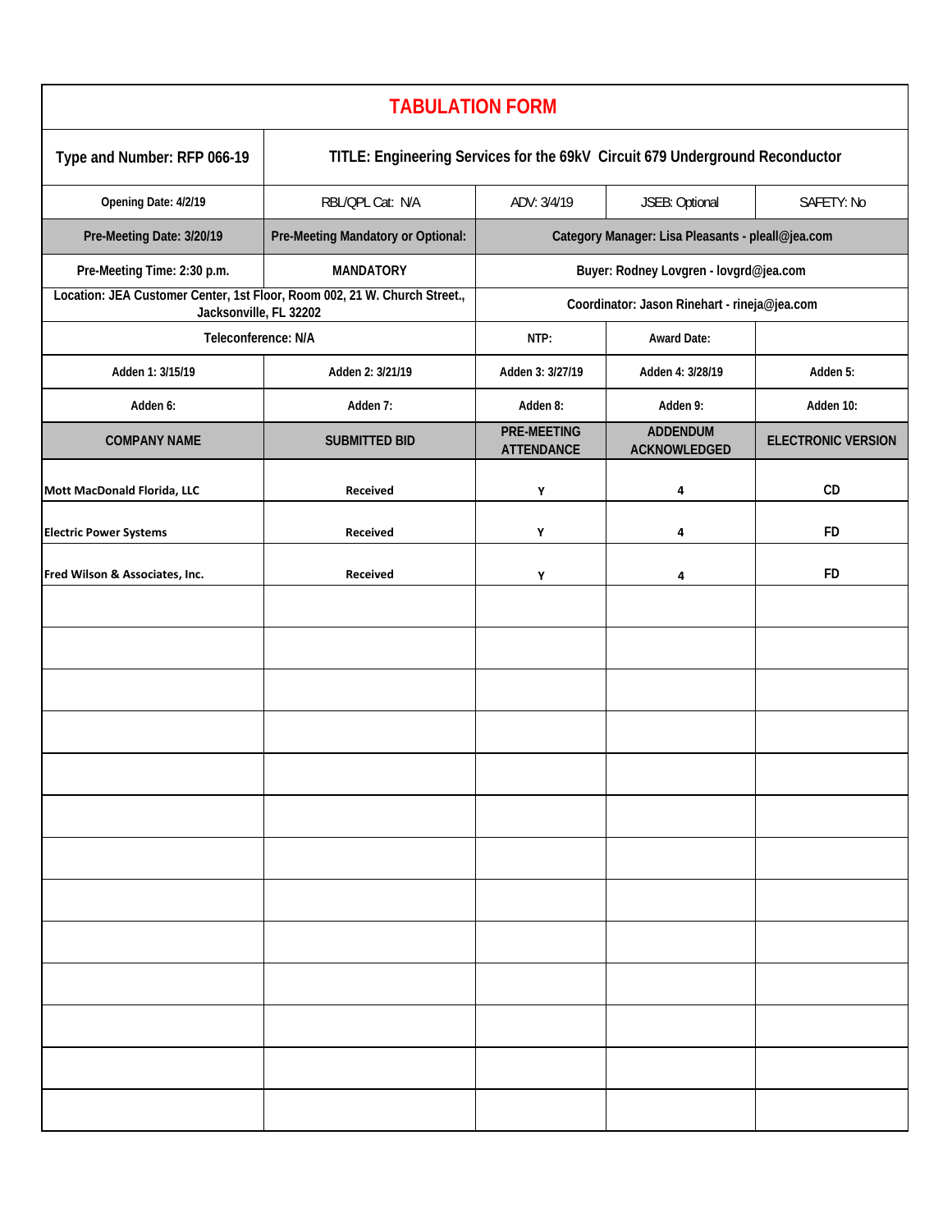# TABULATION FORM

| Type and Number: RFP 066-19 | TITLE: Engineering Services for the 69kV Circuit 679 Underground Reconductor | | | |
|---|---|---|---|---|
| Opening Date: 4/2/19 | RBL/QPL Cat: N/A | ADV: 3/4/19 | JSEB: Optional | SAFETY: No |
| Pre-Meeting Date: 3/20/19 | Pre-Meeting Mandatory or Optional: | Category Manager: Lisa Pleasants - pleall@jea.com | | |
| Pre-Meeting Time: 2:30 p.m. | MANDATORY | Buyer: Rodney Lovgren - lovgrd@jea.com | | |
| Location: JEA Customer Center, 1st Floor, Room 002, 21 W. Church Street., Jacksonville, FL 32202 | | Coordinator: Jason Rinehart - rineja@jea.com | | |
| Teleconference: N/A | | NTP: | Award Date: | |
| Adden 1: 3/15/19 | Adden 2: 3/21/19 | Adden 3: 3/27/19 | Adden 4: 3/28/19 | Adden 5: |
| Adden 6: | Adden 7: | Adden 8: | Adden 9: | Adden 10: |
| **COMPANY NAME** | **SUBMITTED BID** | **PRE-MEETING ATTENDANCE** | **ADDENDUM ACKNOWLEDGED** | **ELECTRONIC VERSION** |
| Mott MacDonald Florida, LLC | Received | Y | 4 | CD |
| Electric Power Systems | Received | Y | 4 | FD |
| Fred Wilson & Associates, Inc. | Received | Y | 4 | FD |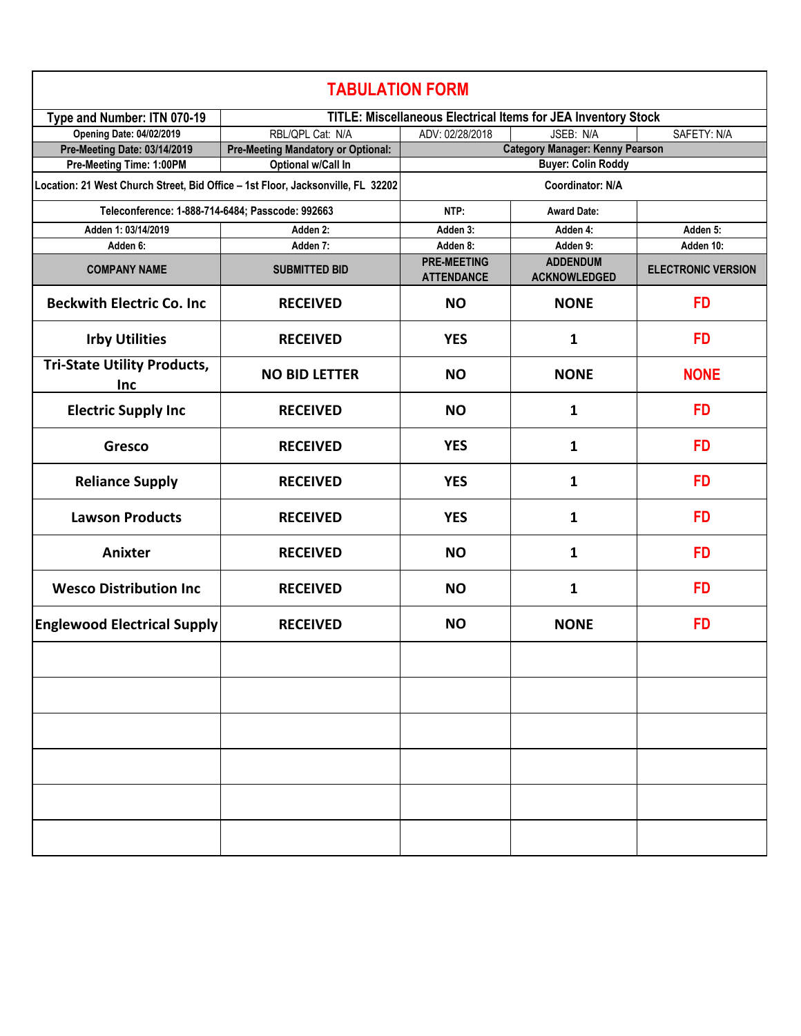# TABULATION FORM

| Type and Number: ITN 070-19 | TITLE: Miscellaneous Electrical Items for JEA Inventory Stock | | | |
|---|---|---|---|---|
| Opening Date: 04/02/2019 | RBL/QPL Cat: N/A | ADV: 02/28/2018 | JSEB: N/A | SAFETY: N/A |
| Pre-Meeting Date: 03/14/2019 | Pre-Meeting Mandatory or Optional: | Category Manager: Kenny Pearson | | |
| Pre-Meeting Time: 1:00PM | Optional w/Call In | Buyer: Colin Roddy | | |
| Location: 21 West Church Street, Bid Office – 1st Floor, Jacksonville, FL 32202 | | Coordinator: N/A | | |
| Teleconference: 1-888-714-6484; Passcode: 992663 | | NTP: | Award Date: | |
| Adden 1: 03/14/2019 | Adden 2: | Adden 3: | Adden 4: | Adden 5: |
| Adden 6: | Adden 7: | Adden 8: | Adden 9: | Adden 10: |
| **COMPANY NAME** | **SUBMITTED BID** | **PRE-MEETING ATTENDANCE** | **ADDENDUM ACKNOWLEDGED** | **ELECTRONIC VERSION** |
| Beckwith Electric Co. Inc | RECEIVED | NO | NONE | FD |
| Irby Utilities | RECEIVED | YES | 1 | FD |
| Tri-State Utility Products, Inc | NO BID LETTER | NO | NONE | NONE |
| Electric Supply Inc | RECEIVED | NO | 1 | FD |
| Gresco | RECEIVED | YES | 1 | FD |
| Reliance Supply | RECEIVED | YES | 1 | FD |
| Lawson Products | RECEIVED | YES | 1 | FD |
| Anixter | RECEIVED | NO | 1 | FD |
| Wesco Distribution Inc | RECEIVED | NO | 1 | FD |
| Englewood Electrical Supply | RECEIVED | NO | NONE | FD |
| | | | | |
| | | | | |
| | | | | |
| | | | | |
| | | | | |
| | | | | |